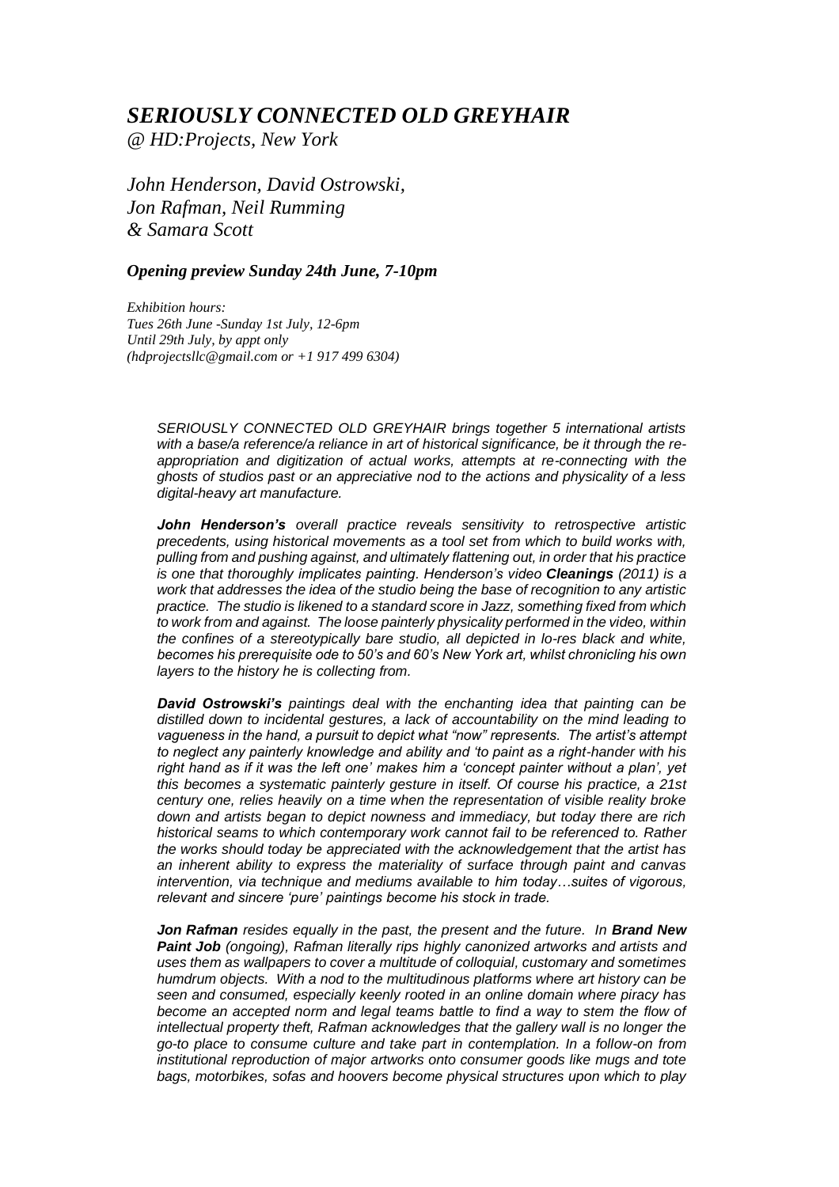# *SERIOUSLY CONNECTED OLD GREYHAIR*

*@ HD:Projects, New York*

*John Henderson, David Ostrowski, Jon Rafman, Neil Rumming & Samara Scott*

***Opening preview Sunday 24th June, 7-10pm***

*Exhibition hours:*
*Tues 26th June -Sunday 1st July, 12-6pm*
*Until 29th July, by appt only*
*(hdprojectsllc@gmail.com or +1 917 499 6304)*

*SERIOUSLY CONNECTED OLD GREYHAIR brings together 5 international artists with a base/a reference/a reliance in art of historical significance, be it through the re-appropriation and digitization of actual works, attempts at re-connecting with the ghosts of studios past or an appreciative nod to the actions and physicality of a less digital-heavy art manufacture.*

***John Henderson's*** *overall practice reveals sensitivity to retrospective artistic precedents, using historical movements as a tool set from which to build works with, pulling from and pushing against, and ultimately flattening out, in order that his practice is one that thoroughly implicates painting. Henderson's video* ***Cleanings*** *(2011) is a work that addresses the idea of the studio being the base of recognition to any artistic practice. The studio is likened to a standard score in Jazz, something fixed from which to work from and against. The loose painterly physicality performed in the video, within the confines of a stereotypically bare studio, all depicted in lo-res black and white, becomes his prerequisite ode to 50's and 60's New York art, whilst chronicling his own layers to the history he is collecting from.*

***David Ostrowski's*** *paintings deal with the enchanting idea that painting can be distilled down to incidental gestures, a lack of accountability on the mind leading to vagueness in the hand, a pursuit to depict what "now" represents. The artist's attempt to neglect any painterly knowledge and ability and 'to paint as a right-hander with his right hand as if it was the left one' makes him a 'concept painter without a plan', yet this becomes a systematic painterly gesture in itself. Of course his practice, a 21st century one, relies heavily on a time when the representation of visible reality broke down and artists began to depict nowness and immediacy, but today there are rich historical seams to which contemporary work cannot fail to be referenced to. Rather the works should today be appreciated with the acknowledgement that the artist has an inherent ability to express the materiality of surface through paint and canvas intervention, via technique and mediums available to him today…suites of vigorous, relevant and sincere 'pure' paintings become his stock in trade.*

***Jon Rafman*** *resides equally in the past, the present and the future. In* ***Brand New Paint Job*** *(ongoing), Rafman literally rips highly canonized artworks and artists and uses them as wallpapers to cover a multitude of colloquial, customary and sometimes humdrum objects. With a nod to the multitudinous platforms where art history can be seen and consumed, especially keenly rooted in an online domain where piracy has become an accepted norm and legal teams battle to find a way to stem the flow of intellectual property theft, Rafman acknowledges that the gallery wall is no longer the go-to place to consume culture and take part in contemplation. In a follow-on from institutional reproduction of major artworks onto consumer goods like mugs and tote bags, motorbikes, sofas and hoovers become physical structures upon which to play*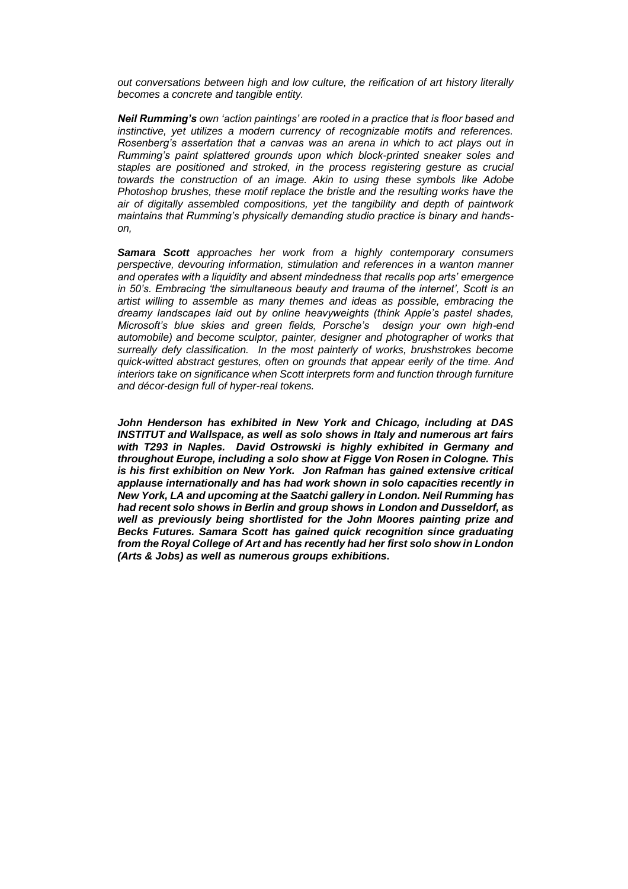*out conversations between high and low culture, the reification of art history literally becomes a concrete and tangible entity.*

***Neil Rumming's*** *own 'action paintings' are rooted in a practice that is floor based and instinctive, yet utilizes a modern currency of recognizable motifs and references. Rosenberg's assertion that a canvas was an arena in which to act plays out in Rumming's paint splattered grounds upon which block-printed sneaker soles and staples are positioned and stroked, in the process registering gesture as crucial towards the construction of an image. Akin to using these symbols like Adobe Photoshop brushes, these motif replace the bristle and the resulting works have the air of digitally assembled compositions, yet the tangibility and depth of paintwork maintains that Rumming's physically demanding studio practice is binary and hands-on,*

***Samara Scott*** *approaches her work from a highly contemporary consumers perspective, devouring information, stimulation and references in a wanton manner and operates with a liquidity and absent mindedness that recalls pop arts' emergence in 50's. Embracing 'the simultaneous beauty and trauma of the internet', Scott is an artist willing to assemble as many themes and ideas as possible, embracing the dreamy landscapes laid out by online heavyweights (think Apple's pastel shades, Microsoft's blue skies and green fields, Porsche's design your own high-end automobile) and become sculptor, painter, designer and photographer of works that surreally defy classification. In the most painterly of works, brushstrokes become quick-witted abstract gestures, often on grounds that appear eerily of the time. And interiors take on significance when Scott interprets form and function through furniture and décor-design full of hyper-real tokens.*

***John Henderson has exhibited in New York and Chicago, including at DAS INSTITUT and Wallspace, as well as solo shows in Italy and numerous art fairs with T293 in Naples. David Ostrowski is highly exhibited in Germany and throughout Europe, including a solo show at Figge Von Rosen in Cologne. This is his first exhibition on New York. Jon Rafman has gained extensive critical applause internationally and has had work shown in solo capacities recently in New York, LA and upcoming at the Saatchi gallery in London. Neil Rumming has had recent solo shows in Berlin and group shows in London and Dusseldorf, as well as previously being shortlisted for the John Moores painting prize and Becks Futures. Samara Scott has gained quick recognition since graduating from the Royal College of Art and has recently had her first solo show in London (Arts & Jobs) as well as numerous groups exhibitions.***